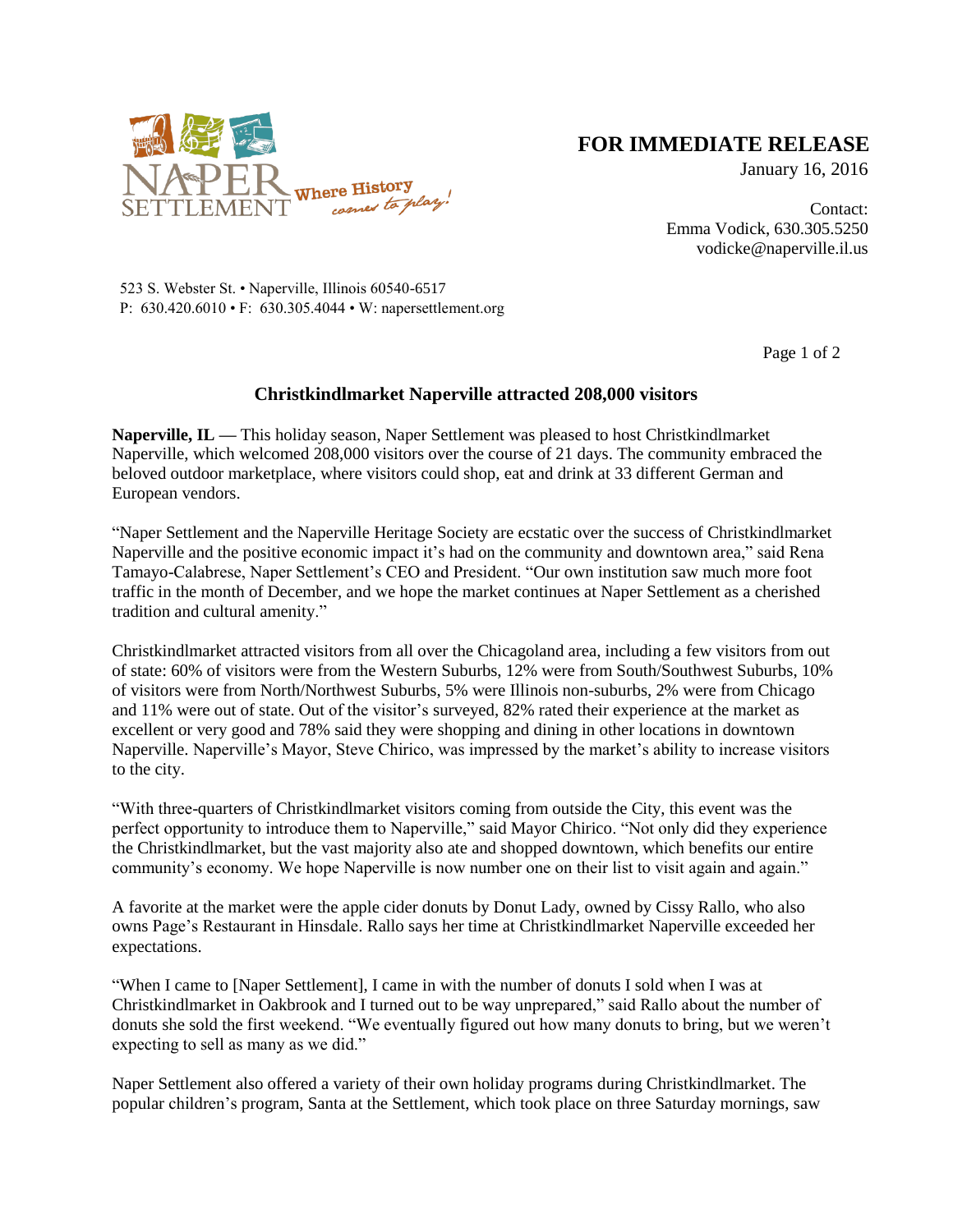Naper Settlement — Where History comes to play!

**FOR IMMEDIATE RELEASE**

January 16, 2016

Contact:
Emma Vodick, 630.305.5250
vodicke@naperville.il.us

523 S. Webster St. • Naperville, Illinois 60540-6517
P: 630.420.6010 • F: 630.305.4044 • W: napersettlement.org

## Christkindlmarket Naperville attracted 208,000 visitors

**Naperville, IL —** This holiday season, Naper Settlement was pleased to host Christkindlmarket Naperville, which welcomed 208,000 visitors over the course of 21 days. The community embraced the beloved outdoor marketplace, where visitors could shop, eat and drink at 33 different German and European vendors.

"Naper Settlement and the Naperville Heritage Society are ecstatic over the success of Christkindlmarket Naperville and the positive economic impact it's had on the community and downtown area," said Rena Tamayo-Calabrese, Naper Settlement's CEO and President. "Our own institution saw much more foot traffic in the month of December, and we hope the market continues at Naper Settlement as a cherished tradition and cultural amenity."

Christkindlmarket attracted visitors from all over the Chicagoland area, including a few visitors from out of state: 60% of visitors were from the Western Suburbs, 12% were from South/Southwest Suburbs, 10% of visitors were from North/Northwest Suburbs, 5% were Illinois non-suburbs, 2% were from Chicago and 11% were out of state. Out of the visitor's surveyed, 82% rated their experience at the market as excellent or very good and 78% said they were shopping and dining in other locations in downtown Naperville. Naperville's Mayor, Steve Chirico, was impressed by the market's ability to increase visitors to the city.

"With three-quarters of Christkindlmarket visitors coming from outside the City, this event was the perfect opportunity to introduce them to Naperville," said Mayor Chirico. "Not only did they experience the Christkindlmarket, but the vast majority also ate and shopped downtown, which benefits our entire community's economy. We hope Naperville is now number one on their list to visit again and again."

A favorite at the market were the apple cider donuts by Donut Lady, owned by Cissy Rallo, who also owns Page's Restaurant in Hinsdale. Rallo says her time at Christkindlmarket Naperville exceeded her expectations.

"When I came to [Naper Settlement], I came in with the number of donuts I sold when I was at Christkindlmarket in Oakbrook and I turned out to be way unprepared," said Rallo about the number of donuts she sold the first weekend. "We eventually figured out how many donuts to bring, but we weren't expecting to sell as many as we did."

Naper Settlement also offered a variety of their own holiday programs during Christkindlmarket. The popular children's program, Santa at the Settlement, which took place on three Saturday mornings, saw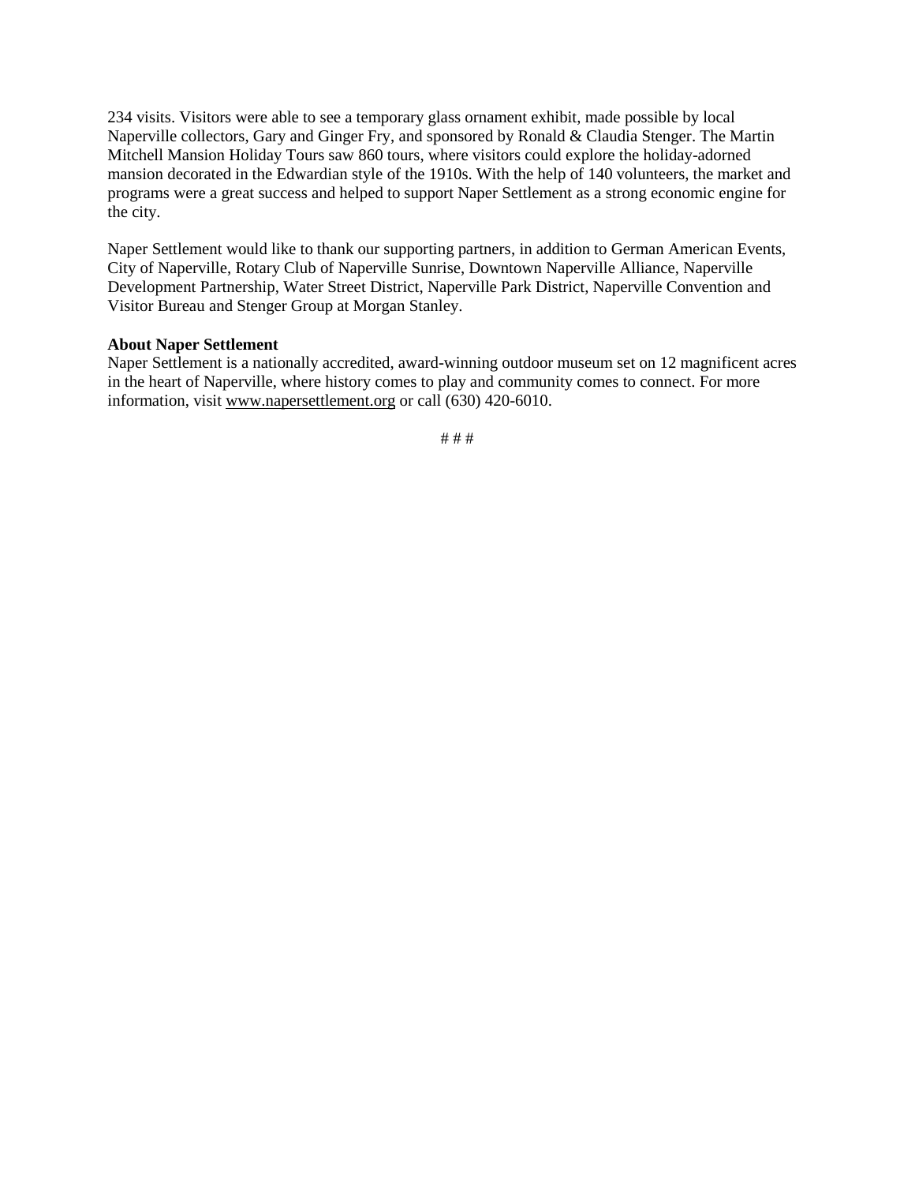234 visits. Visitors were able to see a temporary glass ornament exhibit, made possible by local Naperville collectors, Gary and Ginger Fry, and sponsored by Ronald & Claudia Stenger. The Martin Mitchell Mansion Holiday Tours saw 860 tours, where visitors could explore the holiday-adorned mansion decorated in the Edwardian style of the 1910s. With the help of 140 volunteers, the market and programs were a great success and helped to support Naper Settlement as a strong economic engine for the city.

Naper Settlement would like to thank our supporting partners, in addition to German American Events, City of Naperville, Rotary Club of Naperville Sunrise, Downtown Naperville Alliance, Naperville Development Partnership, Water Street District, Naperville Park District, Naperville Convention and Visitor Bureau and Stenger Group at Morgan Stanley.

**About Naper Settlement**

Naper Settlement is a nationally accredited, award-winning outdoor museum set on 12 magnificent acres in the heart of Naperville, where history comes to play and community comes to connect. For more information, visit www.napersettlement.org or call (630) 420-6010.

# # #